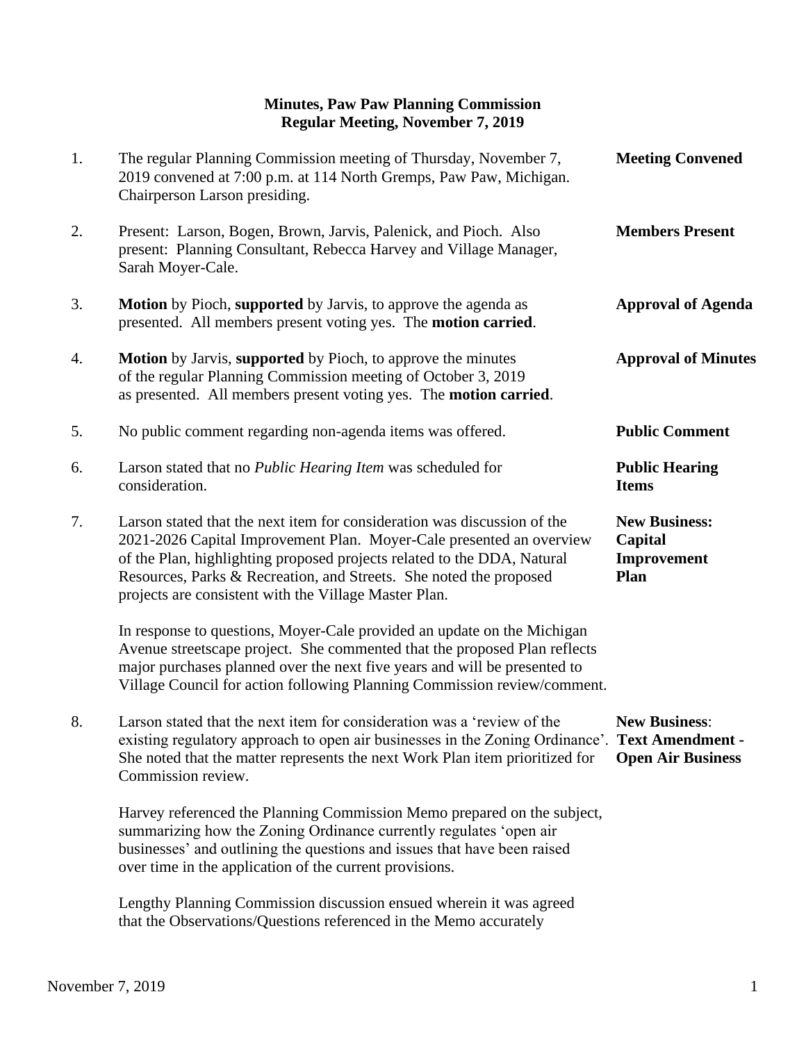**Minutes, Paw Paw Planning Commission**
**Regular Meeting, November 7, 2019**

| | | |
|---|---|---|
| 1. | The regular Planning Commission meeting of Thursday, November 7, 2019 convened at 7:00 p.m. at 114 North Gremps, Paw Paw, Michigan. Chairperson Larson presiding. | **Meeting Convened** |
| 2. | Present: Larson, Bogen, Brown, Jarvis, Palenick, and Pioch. Also present: Planning Consultant, Rebecca Harvey and Village Manager, Sarah Moyer-Cale. | **Members Present** |
| 3. | **Motion** by Pioch, **supported** by Jarvis, to approve the agenda as presented. All members present voting yes. The **motion carried**. | **Approval of Agenda** |
| 4. | **Motion** by Jarvis, **supported** by Pioch, to approve the minutes of the regular Planning Commission meeting of October 3, 2019 as presented. All members present voting yes. The **motion carried**. | **Approval of Minutes** |
| 5. | No public comment regarding non-agenda items was offered. | **Public Comment** |
| 6. | Larson stated that no *Public Hearing Item* was scheduled for consideration. | **Public Hearing Items** |
| 7. | Larson stated that the next item for consideration was discussion of the 2021-2026 Capital Improvement Plan. Moyer-Cale presented an overview of the Plan, highlighting proposed projects related to the DDA, Natural Resources, Parks & Recreation, and Streets. She noted the proposed projects are consistent with the Village Master Plan.<br><br>In response to questions, Moyer-Cale provided an update on the Michigan Avenue streetscape project. She commented that the proposed Plan reflects major purchases planned over the next five years and will be presented to Village Council for action following Planning Commission review/comment. | **New Business: Capital Improvement Plan** |
| 8. | Larson stated that the next item for consideration was a 'review of the existing regulatory approach to open air businesses in the Zoning Ordinance'. She noted that the matter represents the next Work Plan item prioritized for Commission review.<br><br>Harvey referenced the Planning Commission Memo prepared on the subject, summarizing how the Zoning Ordinance currently regulates 'open air businesses' and outlining the questions and issues that have been raised over time in the application of the current provisions.<br><br>Lengthy Planning Commission discussion ensued wherein it was agreed that the Observations/Questions referenced in the Memo accurately | **New Business**: **Text Amendment - Open Air Business** |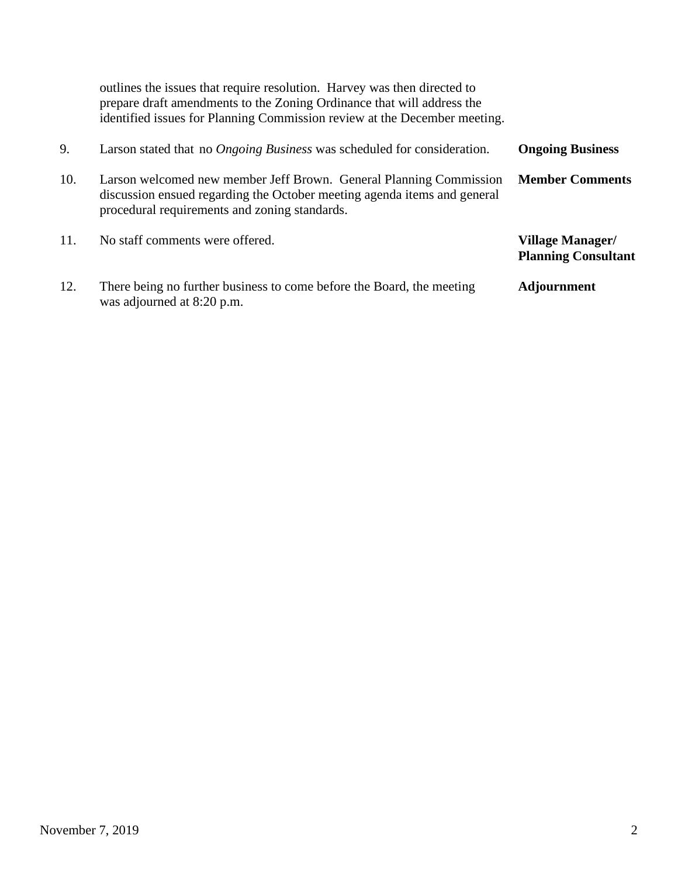outlines the issues that require resolution. Harvey was then directed to prepare draft amendments to the Zoning Ordinance that will address the identified issues for Planning Commission review at the December meeting.

| | | |
|---|---|---|
| 9. | Larson stated that no *Ongoing Business* was scheduled for consideration. | **Ongoing Business** |
| 10. | Larson welcomed new member Jeff Brown. General Planning Commission discussion ensued regarding the October meeting agenda items and general procedural requirements and zoning standards. | **Member Comments** |
| 11. | No staff comments were offered. | **Village Manager/ Planning Consultant** |
| 12. | There being no further business to come before the Board, the meeting was adjourned at 8:20 p.m. | **Adjournment** |

November 7, 2019